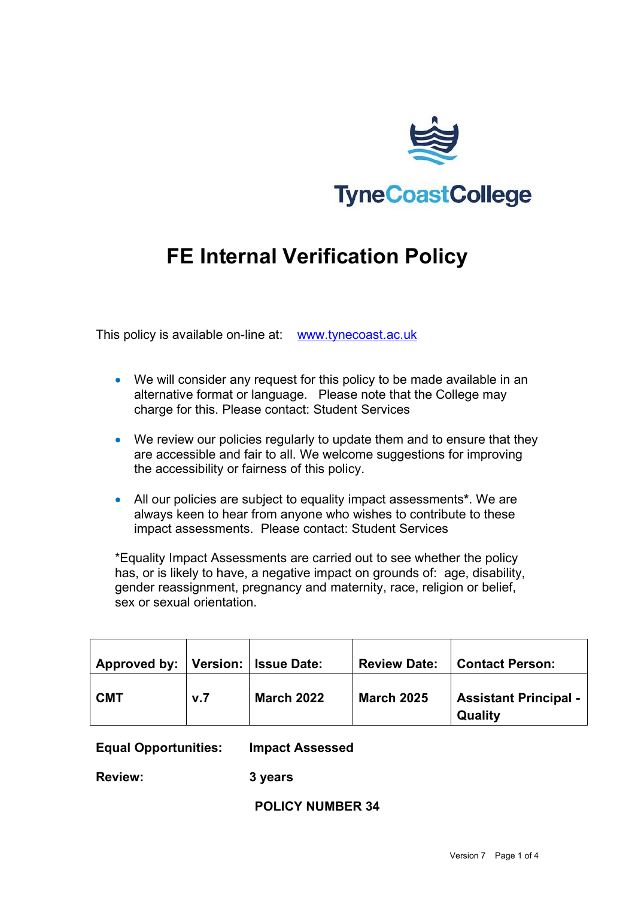TyneCoastCollege

# FE Internal Verification Policy

This policy is available on-line at: [www.tynecoast.ac.uk](http://www.tynecoast.ac.uk)

- We will consider any request for this policy to be made available in an alternative format or language. Please note that the College may charge for this. Please contact: Student Services
- We review our policies regularly to update them and to ensure that they are accessible and fair to all. We welcome suggestions for improving the accessibility or fairness of this policy.
- All our policies are subject to equality impact assessments**\***. We are always keen to hear from anyone who wishes to contribute to these impact assessments. Please contact: Student Services

*Equality Impact Assessments are carried out to see whether the policy has, or is likely to have, a negative impact on grounds of: age, disability, gender reassignment, pregnancy and maternity, race, religion or belief, sex or sexual orientation.

| **Approved by:** | **Version:** | **Issue Date:** | **Review Date:** | **Contact Person:** |
| --- | --- | --- | --- | --- |
| **CMT** | **v.7** | **March 2022** | **March 2025** | **Assistant Principal - Quality** |

**Equal Opportunities:** **Impact Assessed**

**Review:** **3 years**

**POLICY NUMBER 34**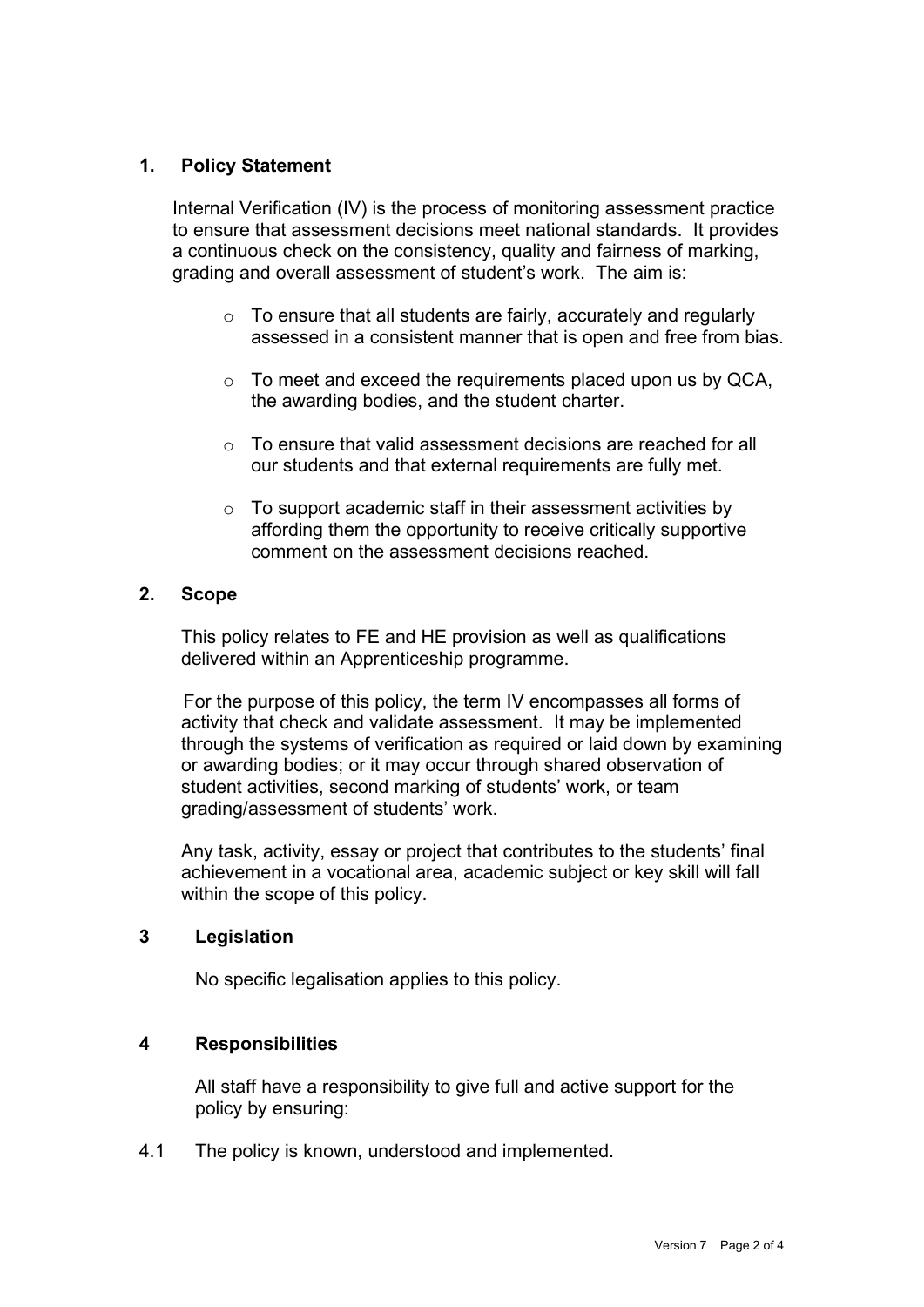## 1. Policy Statement

Internal Verification (IV) is the process of monitoring assessment practice to ensure that assessment decisions meet national standards. It provides a continuous check on the consistency, quality and fairness of marking, grading and overall assessment of student's work. The aim is:

- To ensure that all students are fairly, accurately and regularly assessed in a consistent manner that is open and free from bias.
- To meet and exceed the requirements placed upon us by QCA, the awarding bodies, and the student charter.
- To ensure that valid assessment decisions are reached for all our students and that external requirements are fully met.
- To support academic staff in their assessment activities by affording them the opportunity to receive critically supportive comment on the assessment decisions reached.

## 2. Scope

This policy relates to FE and HE provision as well as qualifications delivered within an Apprenticeship programme.

For the purpose of this policy, the term IV encompasses all forms of activity that check and validate assessment. It may be implemented through the systems of verification as required or laid down by examining or awarding bodies; or it may occur through shared observation of student activities, second marking of students' work, or team grading/assessment of students' work.

Any task, activity, essay or project that contributes to the students' final achievement in a vocational area, academic subject or key skill will fall within the scope of this policy.

## 3 Legislation

No specific legalisation applies to this policy.

## 4 Responsibilities

All staff have a responsibility to give full and active support for the policy by ensuring:

4.1 The policy is known, understood and implemented.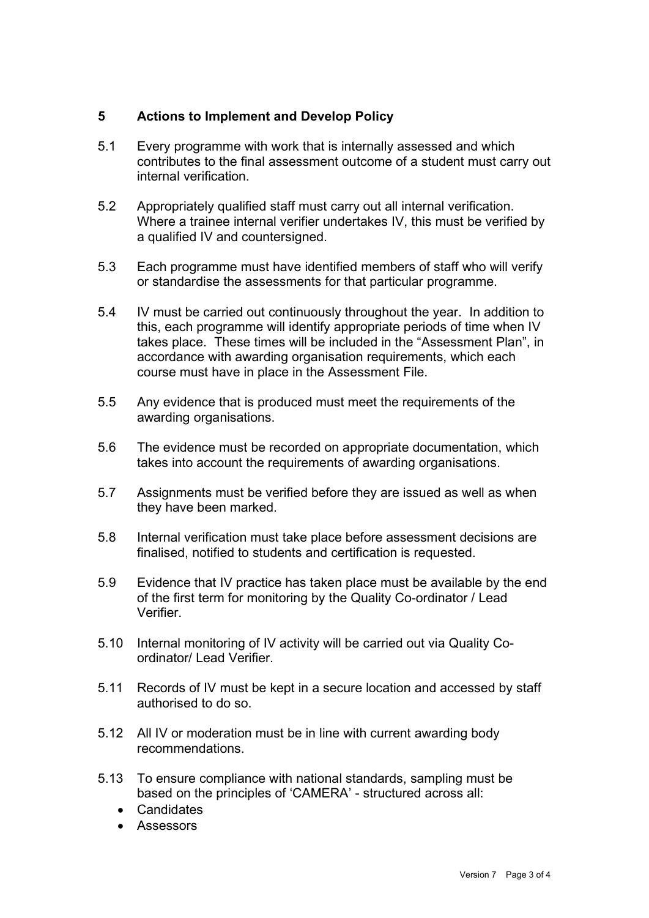## 5 Actions to Implement and Develop Policy

5.1 Every programme with work that is internally assessed and which contributes to the final assessment outcome of a student must carry out internal verification.

5.2 Appropriately qualified staff must carry out all internal verification. Where a trainee internal verifier undertakes IV, this must be verified by a qualified IV and countersigned.

5.3 Each programme must have identified members of staff who will verify or standardise the assessments for that particular programme.

5.4 IV must be carried out continuously throughout the year. In addition to this, each programme will identify appropriate periods of time when IV takes place. These times will be included in the "Assessment Plan", in accordance with awarding organisation requirements, which each course must have in place in the Assessment File.

5.5 Any evidence that is produced must meet the requirements of the awarding organisations.

5.6 The evidence must be recorded on appropriate documentation, which takes into account the requirements of awarding organisations.

5.7 Assignments must be verified before they are issued as well as when they have been marked.

5.8 Internal verification must take place before assessment decisions are finalised, notified to students and certification is requested.

5.9 Evidence that IV practice has taken place must be available by the end of the first term for monitoring by the Quality Co-ordinator / Lead Verifier.

5.10 Internal monitoring of IV activity will be carried out via Quality Co-ordinator/ Lead Verifier.

5.11 Records of IV must be kept in a secure location and accessed by staff authorised to do so.

5.12 All IV or moderation must be in line with current awarding body recommendations.

5.13 To ensure compliance with national standards, sampling must be based on the principles of 'CAMERA' - structured across all:

- Candidates
- Assessors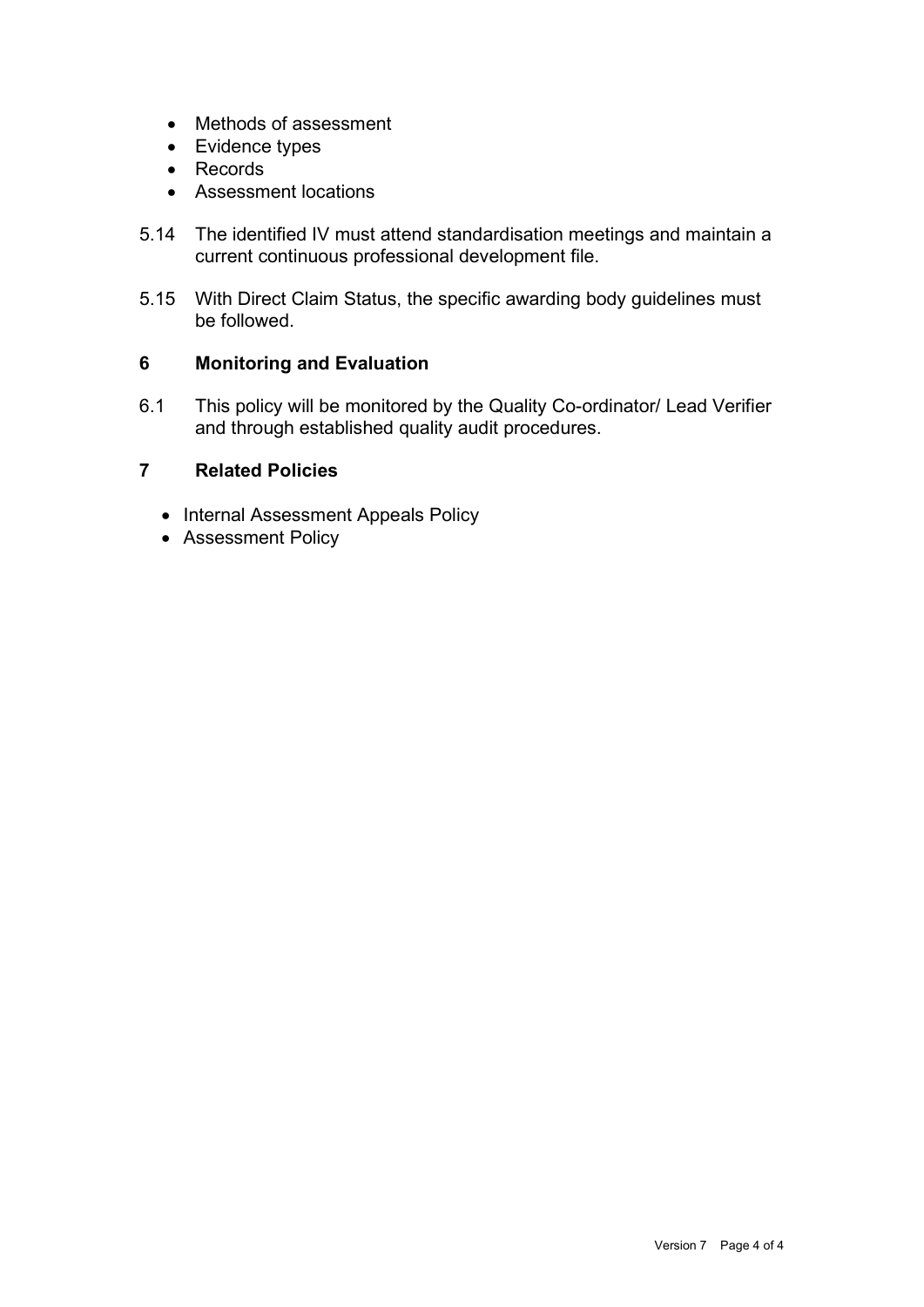- Methods of assessment
- Evidence types
- Records
- Assessment locations

5.14 The identified IV must attend standardisation meetings and maintain a current continuous professional development file.

5.15 With Direct Claim Status, the specific awarding body guidelines must be followed.

## 6 Monitoring and Evaluation

6.1 This policy will be monitored by the Quality Co-ordinator/ Lead Verifier and through established quality audit procedures.

## 7 Related Policies

- Internal Assessment Appeals Policy
- Assessment Policy